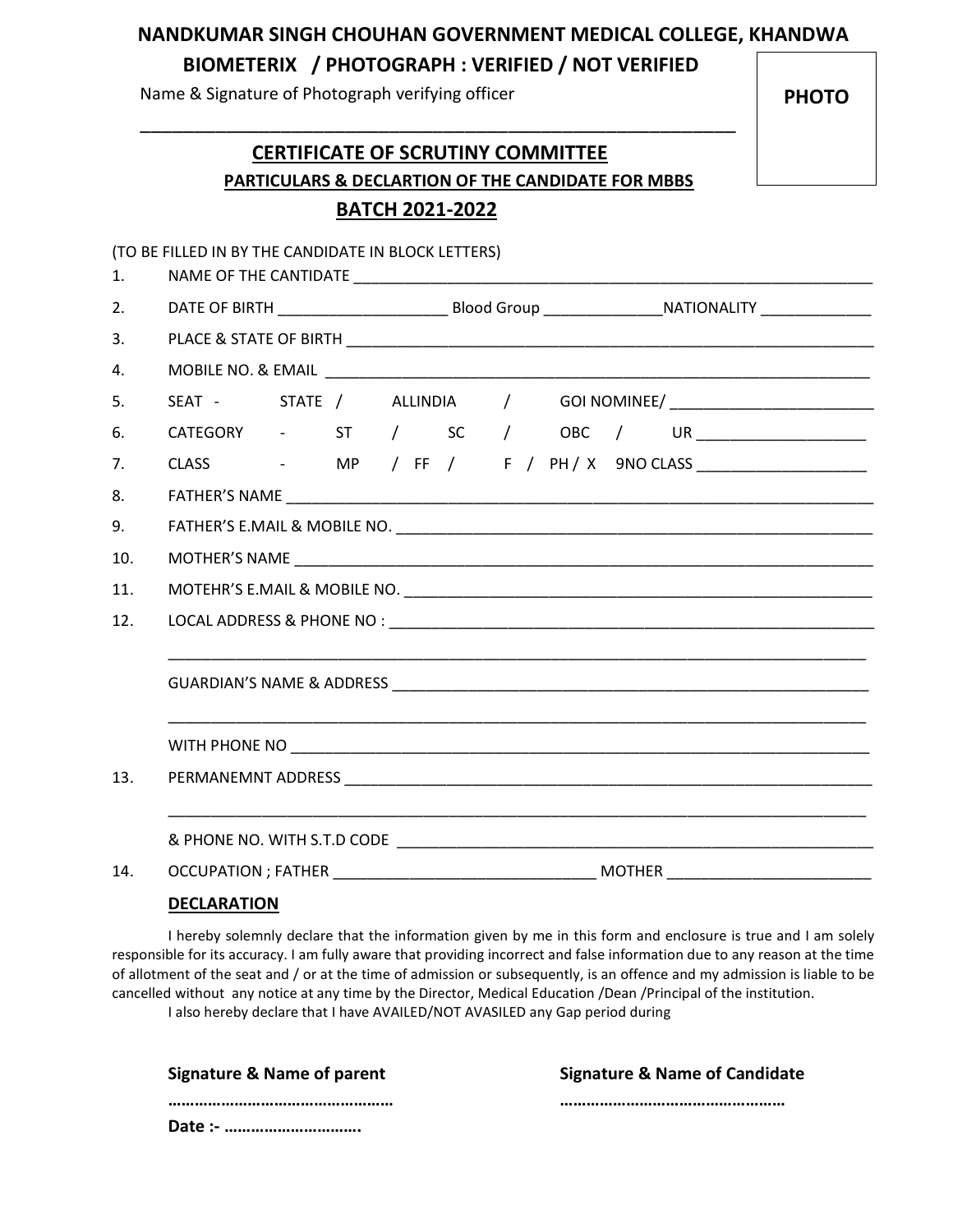# NANDKUMAR SINGH CHOUHAN GOVERNMENT MEDICAL COLLEGE, KHANDWA

**BIOMETERIX / PHOTOGRAPH : VERIFIED / NOT VERIFIED**

Name & Signature of Photograph verifying officer

______________________________________________

**PHOTO**

## CERTIFICATE OF SCRUTINY COMMITTEE

### PARTICULARS & DECLARTION OF THE CANDIDATE FOR MBBS

### BATCH 2021-2022

(TO BE FILLED IN BY THE CANDIDATE IN BLOCK LETTERS)

1. NAME OF THE CANTIDATE ______________________________________________
2. DATE OF BIRTH ____________________ Blood Group ______________NATIONALITY _____________
3. PLACE & STATE OF BIRTH ______________________________________________
4. MOBILE NO. & EMAIL ______________________________________________
5. SEAT - STATE / ALLINDIA / GOI NOMINEE/ ________________________
6. CATEGORY - ST / SC / OBC / UR ____________________
7. CLASS - MP / FF / F / PH / X 9NO CLASS ____________________
8. FATHER'S NAME ______________________________________________
9. FATHER'S E.MAIL & MOBILE NO. ______________________________________________
10. MOTHER'S NAME ______________________________________________
11. MOTEHR'S E.MAIL & MOBILE NO. ______________________________________________
12. LOCAL ADDRESS & PHONE NO : ______________________________________________

    ______________________________________________

    GUARDIAN'S NAME & ADDRESS ______________________________________________

    ______________________________________________

    WITH PHONE NO ______________________________________________
13. PERMANEMNT ADDRESS ______________________________________________

    ______________________________________________

    & PHONE NO. WITH S.T.D CODE ______________________________________________
14. OCCUPATION ; FATHER _______________________________ MOTHER ________________________

**DECLARATION**

I hereby solemnly declare that the information given by me in this form and enclosure is true and I am solely responsible for its accuracy. I am fully aware that providing incorrect and false information due to any reason at the time of allotment of the seat and / or at the time of admission or subsequently, is an offence and my admission is liable to be cancelled without any notice at any time by the Director, Medical Education /Dean /Principal of the institution.

I also hereby declare that I have AVAILED/NOT AVASILED any Gap period during

**Signature & Name of parent**

**…………………………………………**

**Date :- ………………………….**

**Signature & Name of Candidate**

**…………………………………………**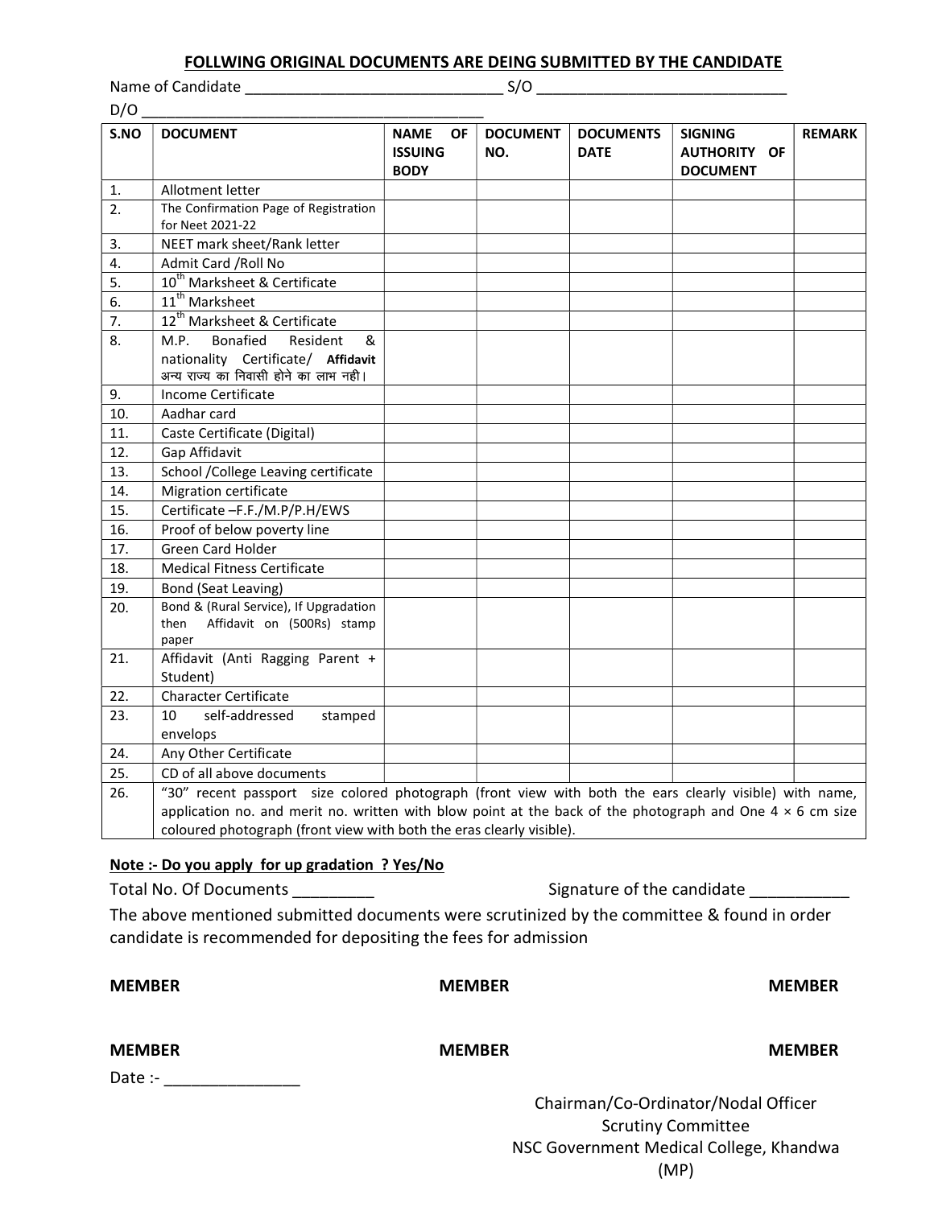## FOLLWING ORIGINAL DOCUMENTS ARE DEING SUBMITTED BY THE CANDIDATE

Name of Candidate ______________________________ S/O ______________________________

D/O ________________________________________

| S.NO | DOCUMENT | NAME OF ISSUING BODY | DOCUMENT NO. | DOCUMENTS DATE | SIGNING AUTHORITY OF DOCUMENT | REMARK |
|---|---|---|---|---|---|---|
| 1. | Allotment letter | | | | | |
| 2. | The Confirmation Page of Registration for Neet 2021-22 | | | | | |
| 3. | NEET mark sheet/Rank letter | | | | | |
| 4. | Admit Card /Roll No | | | | | |
| 5. | 10th Marksheet & Certificate | | | | | |
| 6. | 11th Marksheet | | | | | |
| 7. | 12th Marksheet & Certificate | | | | | |
| 8. | M.P. Bonafied Resident & nationality Certificate/ **Affidavit** अन्य राज्य का निवासी होने का लाभ नही। | | | | | |
| 9. | Income Certificate | | | | | |
| 10. | Aadhar card | | | | | |
| 11. | Caste Certificate (Digital) | | | | | |
| 12. | Gap Affidavit | | | | | |
| 13. | School /College Leaving certificate | | | | | |
| 14. | Migration certificate | | | | | |
| 15. | Certificate –F.F./M.P/P.H/EWS | | | | | |
| 16. | Proof of below poverty line | | | | | |
| 17. | Green Card Holder | | | | | |
| 18. | Medical Fitness Certificate | | | | | |
| 19. | Bond (Seat Leaving) | | | | | |
| 20. | Bond & (Rural Service), If Upgradation then Affidavit on (500Rs) stamp paper | | | | | |
| 21. | Affidavit (Anti Ragging Parent + Student) | | | | | |
| 22. | Character Certificate | | | | | |
| 23. | 10 self-addressed stamped envelops | | | | | |
| 24. | Any Other Certificate | | | | | |
| 25. | CD of all above documents | | | | | |
| 26. | "30" recent passport size colored photograph (front view with both the ears clearly visible) with name, application no. and merit no. written with blow point at the back of the photograph and One 4 × 6 cm size coloured photograph (front view with both the eras clearly visible). | | | | | |

**Note :- Do you apply for up gradation ? Yes/No**

Total No. Of Documents _________ Signature of the candidate ___________

The above mentioned submitted documents were scrutinized by the committee & found in order candidate is recommended for depositing the fees for admission

**MEMBER** **MEMBER** **MEMBER**

**MEMBER** **MEMBER** **MEMBER**

Date :- _______________

Chairman/Co-Ordinator/Nodal Officer
Scrutiny Committee
NSC Government Medical College, Khandwa (MP)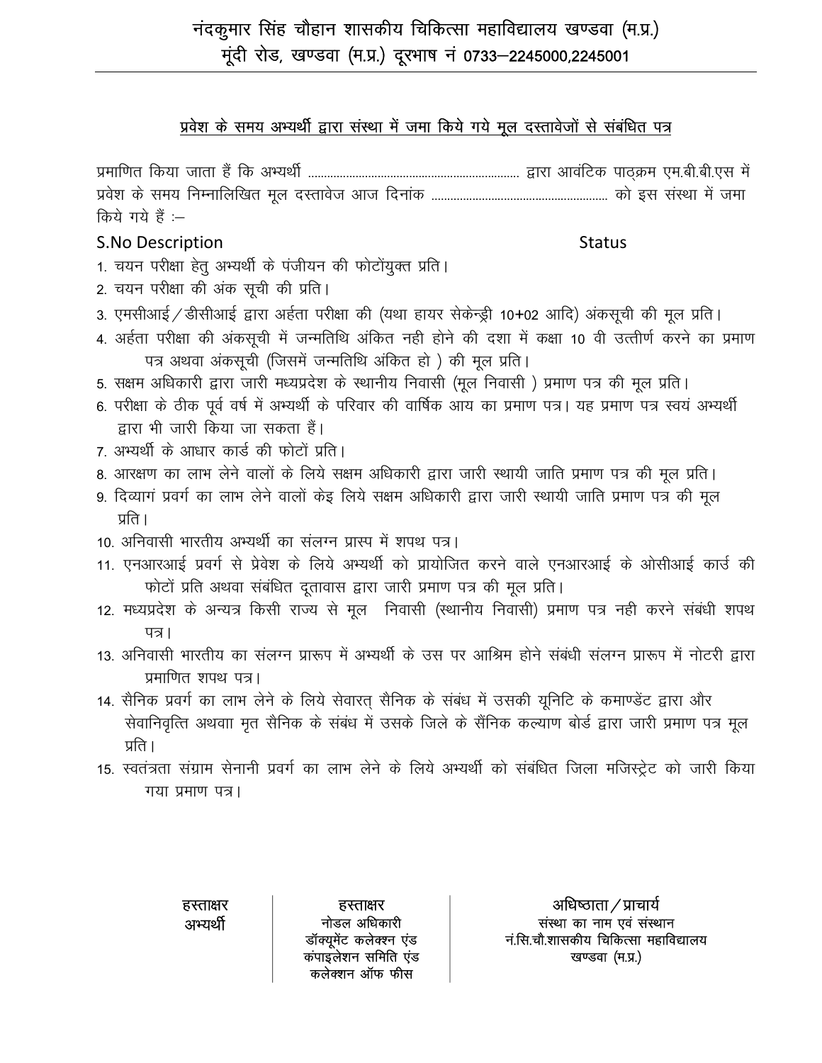# नंदकुमार सिंह चौहान शासकीय चिकित्सा महाविद्यालय खण्डवा (म.प्र.)

## मूंदी रोड, खण्डवा (म.प्र.) दूरभाष नं 0733–2245000,2245001

### प्रवेश के समय अभ्यर्थी द्वारा संस्था में जमा किये गये मूल दस्तावेजों से संबंधित पत्र

प्रमाणित किया जाता हैं कि अभ्यर्थी ................................................................ द्वारा आवंटिक पाठ्क्रम एम.बी.बी.एस में प्रवेश के समय निम्नालिखित मूल दस्तावेज आज दिनांक ...................................................... को इस संस्था में जमा किये गये हैं :–

| S.No | Description | Status |
|---|---|---|
| 1. | चयन परीक्षा हेतु अभ्यर्थी के पंजीयन की फोटोंयुक्त प्रति। | |
| 2. | चयन परीक्षा की अंक सूची की प्रति। | |
| 3. | एमसीआई / डीसीआई द्वारा अर्हता परीक्षा की (यथा हायर सेकेन्ड्री 10+02 आदि) अंकसूची की मूल प्रति। | |
| 4. | अर्हता परीक्षा की अंकसूची में जन्मतिथि अंकित नही होने की दशा में कक्षा 10 वी उत्तीर्ण करने का प्रमाण पत्र अथवा अंकसूची (जिसमें जन्मतिथि अंकित हो ) की मूल प्रति। | |
| 5. | सक्षम अधिकारी द्वारा जारी मध्यप्रदेश के स्थानीय निवासी (मूल निवासी ) प्रमाण पत्र की मूल प्रति। | |
| 6. | परीक्षा के ठीक पूर्व वर्ष में अभ्यर्थी के परिवार की वार्षिक आय का प्रमाण पत्र। यह प्रमाण पत्र स्वयं अभ्यर्थी द्वारा भी जारी किया जा सकता हैं। | |
| 7. | अभ्यर्थी के आधार कार्ड की फोटों प्रति। | |
| 8. | आरक्षण का लाभ लेने वालों के लिये सक्षम अधिकारी द्वारा जारी स्थायी जाति प्रमाण पत्र की मूल प्रति। | |
| 9. | दिव्यागं प्रवर्ग का लाभ लेने वालों केइ लिये सक्षम अधिकारी द्वारा जारी स्थायी जाति प्रमाण पत्र की मूल प्रति। | |
| 10. | अनिवासी भारतीय अभ्यर्थी का संलग्न प्रास्प में शपथ पत्र। | |
| 11. | एनआरआई प्रवर्ग से प्रवेश के लिये अभ्यर्थी को प्रायोजित करने वाले एनआरआई के ओसीआई कार्ड की फोटों प्रति अथवा संबंधित दूतावास द्वारा जारी प्रमाण पत्र की मूल प्रति। | |
| 12. | मध्यप्रदेश के अन्यत्र किसी राज्य से मूल निवासी (स्थानीय निवासी) प्रमाण पत्र नही करने संबंधी शपथ पत्र। | |
| 13. | अनिवासी भारतीय का संलग्न प्रारूप में अभ्यर्थी के उस पर आश्रिम होने संबंधी संलग्न प्रारूप में नोटरी द्वारा प्रमाणित शपथ पत्र। | |
| 14. | सैनिक प्रवर्ग का लाभ लेने के लिये सेवारत् सैनिक के संबंध में उसकी यूनिटि के कमाण्डेंट द्वारा और सेवानिवृत्ति अथवाा मृत सैनिक के संबंध में उसके जिले के सैंनिक कल्याण बोर्ड द्वारा जारी प्रमाण पत्र मूल प्रति। | |
| 15. | स्वतंत्रता संग्राम सेनानी प्रवर्ग का लाभ लेने के लिये अभ्यर्थी को संबंधित जिला मजिस्ट्रेट को जारी किया गया प्रमाण पत्र। | |

| हस्ताक्षर अभ्यर्थी | हस्ताक्षर नोडल अधिकारी डॉक्यूमेंट कलेक्श्न एंड कंपाइलेशन समिति एंड कलेक्शन ऑफ फीस | अधिष्ठाता / प्राचार्य संस्था का नाम एवं संस्थान नं.सि.चौ.शासकीय चिकित्सा महाविद्यालय खण्डवा (म.प्र.) |
|---|---|---|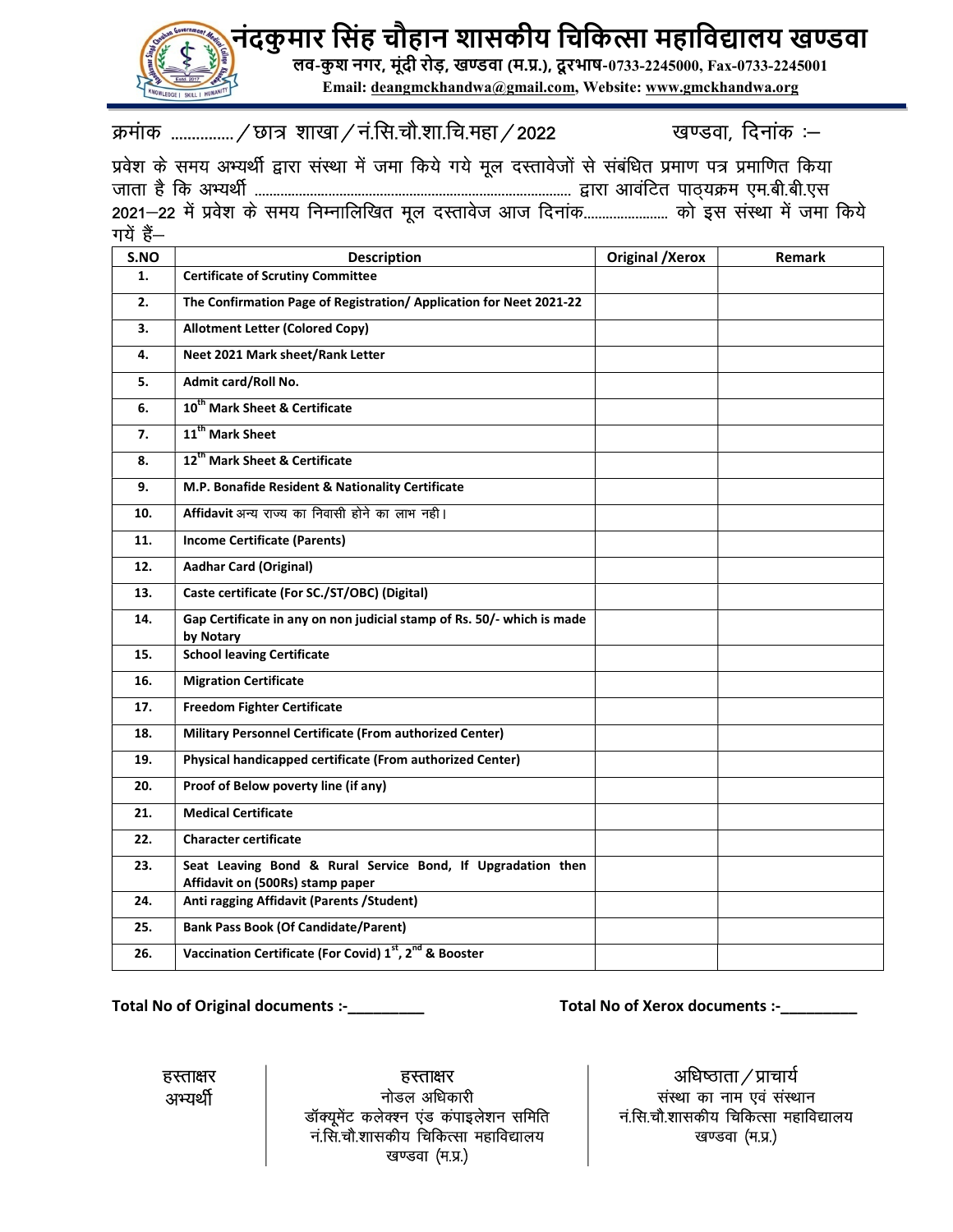# नंदकुमार सिंह चौहान शासकीय चिकित्सा महाविद्यालय खण्डवा

**लव-कुश नगर, मूंदी रोड, खण्डवा (म.प्र.), दूरभाष-0733-2245000, Fax-0733-2245001**

**Email: deangmckhandwa@gmail.com, Website: www.gmckhandwa.org**

क्रमांक ............... / छात्र शाखा / नं.सि.चौ.शा.चि.महा / 2022 खण्डवा, दिनांक :–

प्रवेश के समय अभ्यर्थी द्वारा संस्था में जमा किये गये मूल दस्तावेजों से संबंधित प्रमाण पत्र प्रमाणित किया जाता है कि अभ्यर्थी ..................................................................................... द्वारा आवंटित पाठ्यक्रम एम.बी.बी.एस 2021–22 में प्रवेश के समय निम्नालिखित मूल दस्तावेज आज दिनांक...................... को इस संस्था में जमा किये गयें हैं–

| S.NO | Description | Original /Xerox | Remark |
|---|---|---|---|
| 1. | **Certificate of Scrutiny Committee** | | |
| 2. | **The Confirmation Page of Registration/ Application for Neet 2021-22** | | |
| 3. | **Allotment Letter (Colored Copy)** | | |
| 4. | **Neet 2021 Mark sheet/Rank Letter** | | |
| 5. | **Admit card/Roll No.** | | |
| 6. | **10th Mark Sheet & Certificate** | | |
| 7. | **11th Mark Sheet** | | |
| 8. | **12th Mark Sheet & Certificate** | | |
| 9. | **M.P. Bonafide Resident & Nationality Certificate** | | |
| 10. | **Affidavit** अन्य राज्य का निवासी होने का लाभ नही। | | |
| 11. | **Income Certificate (Parents)** | | |
| 12. | **Aadhar Card (Original)** | | |
| 13. | **Caste certificate (For SC./ST/OBC) (Digital)** | | |
| 14. | **Gap Certificate in any on non judicial stamp of Rs. 50/- which is made by Notary** | | |
| 15. | **School leaving Certificate** | | |
| 16. | **Migration Certificate** | | |
| 17. | **Freedom Fighter Certificate** | | |
| 18. | **Military Personnel Certificate (From authorized Center)** | | |
| 19. | **Physical handicapped certificate (From authorized Center)** | | |
| 20. | **Proof of Below poverty line (if any)** | | |
| 21. | **Medical Certificate** | | |
| 22. | **Character certificate** | | |
| 23. | **Seat Leaving Bond & Rural Service Bond, If Upgradation then Affidavit on (500Rs) stamp paper** | | |
| 24. | **Anti ragging Affidavit (Parents /Student)** | | |
| 25. | **Bank Pass Book (Of Candidate/Parent)** | | |
| 26. | **Vaccination Certificate (For Covid) 1st, 2nd & Booster** | | |

**Total No of Original documents :-_________** **Total No of Xerox documents :-_________**

हस्ताक्षर
अभ्यर्थी

हस्ताक्षर
नोडल अधिकारी
डॉक्यूमेंट कलेक्शन एंड कंपाइलेशन समिति
नं.सि.चौ.शासकीय चिकित्सा महाविद्यालय
खण्डवा (म.प्र.)

अधिष्ठाता / प्राचार्य
संस्था का नाम एवं संस्थान
नं.सि.चौ.शासकीय चिकित्सा महाविद्यालय
खण्डवा (म.प्र.)